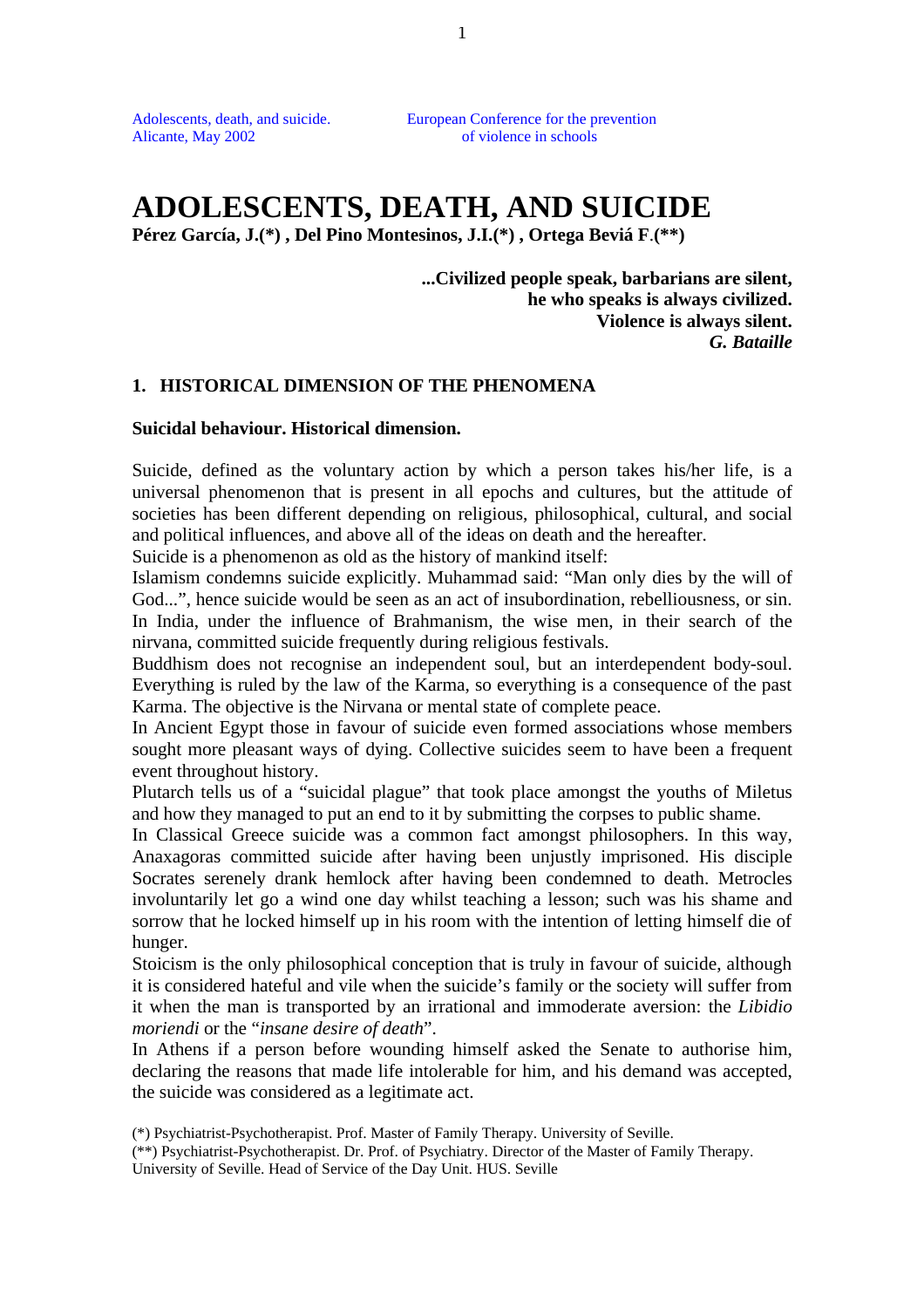Adolescents, death, and suicide.
Alicante, May 2002

European Conference for the prevention of violence in schools

# ADOLESCENTS, DEATH, AND SUICIDE

**Pérez García, J.(\*) , Del Pino Montesinos, J.I.(\*) , Ortega Beviá F.(\*\*)**

**...Civilized people speak, barbarians are silent,**
**he who speaks is always civilized.**
**Violence is always silent.**
***G. Bataille***

## 1. HISTORICAL DIMENSION OF THE PHENOMENA

### Suicidal behaviour. Historical dimension.

Suicide, defined as the voluntary action by which a person takes his/her life, is a universal phenomenon that is present in all epochs and cultures, but the attitude of societies has been different depending on religious, philosophical, cultural, and social and political influences, and above all of the ideas on death and the hereafter.

Suicide is a phenomenon as old as the history of mankind itself:

Islamism condemns suicide explicitly. Muhammad said: "Man only dies by the will of God...", hence suicide would be seen as an act of insubordination, rebelliousness, or sin.

In India, under the influence of Brahmanism, the wise men, in their search of the nirvana, committed suicide frequently during religious festivals.

Buddhism does not recognise an independent soul, but an interdependent body-soul. Everything is ruled by the law of the Karma, so everything is a consequence of the past Karma. The objective is the Nirvana or mental state of complete peace.

In Ancient Egypt those in favour of suicide even formed associations whose members sought more pleasant ways of dying. Collective suicides seem to have been a frequent event throughout history.

Plutarch tells us of a "suicidal plague" that took place amongst the youths of Miletus and how they managed to put an end to it by submitting the corpses to public shame.

In Classical Greece suicide was a common fact amongst philosophers. In this way, Anaxagoras committed suicide after having been unjustly imprisoned. His disciple Socrates serenely drank hemlock after having been condemned to death. Metrocles involuntarily let go a wind one day whilst teaching a lesson; such was his shame and sorrow that he locked himself up in his room with the intention of letting himself die of hunger.

Stoicism is the only philosophical conception that is truly in favour of suicide, although it is considered hateful and vile when the suicide's family or the society will suffer from it when the man is transported by an irrational and immoderate aversion: the *Libidio moriendi* or the "*insane desire of death*".

In Athens if a person before wounding himself asked the Senate to authorise him, declaring the reasons that made life intolerable for him, and his demand was accepted, the suicide was considered as a legitimate act.

(\*) Psychiatrist-Psychotherapist. Prof. Master of Family Therapy. University of Seville.
(\*\*) Psychiatrist-Psychotherapist. Dr. Prof. of Psychiatry. Director of the Master of Family Therapy. University of Seville. Head of Service of the Day Unit. HUS. Seville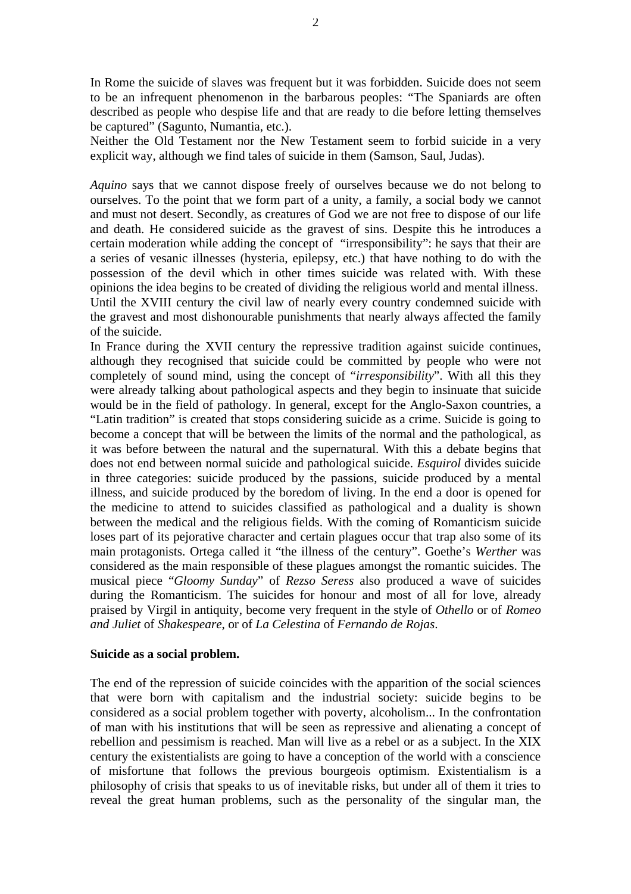In Rome the suicide of slaves was frequent but it was forbidden. Suicide does not seem to be an infrequent phenomenon in the barbarous peoples: "The Spaniards are often described as people who despise life and that are ready to die before letting themselves be captured" (Sagunto, Numantia, etc.).
Neither the Old Testament nor the New Testament seem to forbid suicide in a very explicit way, although we find tales of suicide in them (Samson, Saul, Judas).

*Aquino* says that we cannot dispose freely of ourselves because we do not belong to ourselves. To the point that we form part of a unity, a family, a social body we cannot and must not desert. Secondly, as creatures of God we are not free to dispose of our life and death. He considered suicide as the gravest of sins. Despite this he introduces a certain moderation while adding the concept of "irresponsibility": he says that their are a series of vesanic illnesses (hysteria, epilepsy, etc.) that have nothing to do with the possession of the devil which in other times suicide was related with. With these opinions the idea begins to be created of dividing the religious world and mental illness.
Until the XVIII century the civil law of nearly every country condemned suicide with the gravest and most dishonourable punishments that nearly always affected the family of the suicide.
In France during the XVII century the repressive tradition against suicide continues, although they recognised that suicide could be committed by people who were not completely of sound mind, using the concept of "*irresponsibility*". With all this they were already talking about pathological aspects and they begin to insinuate that suicide would be in the field of pathology. In general, except for the Anglo-Saxon countries, a "Latin tradition" is created that stops considering suicide as a crime. Suicide is going to become a concept that will be between the limits of the normal and the pathological, as it was before between the natural and the supernatural. With this a debate begins that does not end between normal suicide and pathological suicide. *Esquirol* divides suicide in three categories: suicide produced by the passions, suicide produced by a mental illness, and suicide produced by the boredom of living. In the end a door is opened for the medicine to attend to suicides classified as pathological and a duality is shown between the medical and the religious fields. With the coming of Romanticism suicide loses part of its pejorative character and certain plagues occur that trap also some of its main protagonists. Ortega called it "the illness of the century". Goethe's *Werther* was considered as the main responsible of these plagues amongst the romantic suicides. The musical piece "*Gloomy Sunday*" of *Rezso Seress* also produced a wave of suicides during the Romanticism. The suicides for honour and most of all for love, already praised by Virgil in antiquity, become very frequent in the style of *Othello* or of *Romeo and Juliet* of *Shakespeare*, or of *La Celestina* of *Fernando de Rojas*.

**Suicide as a social problem.**

The end of the repression of suicide coincides with the apparition of the social sciences that were born with capitalism and the industrial society: suicide begins to be considered as a social problem together with poverty, alcoholism... In the confrontation of man with his institutions that will be seen as repressive and alienating a concept of rebellion and pessimism is reached. Man will live as a rebel or as a subject. In the XIX century the existentialists are going to have a conception of the world with a conscience of misfortune that follows the previous bourgeois optimism. Existentialism is a philosophy of crisis that speaks to us of inevitable risks, but under all of them it tries to reveal the great human problems, such as the personality of the singular man, the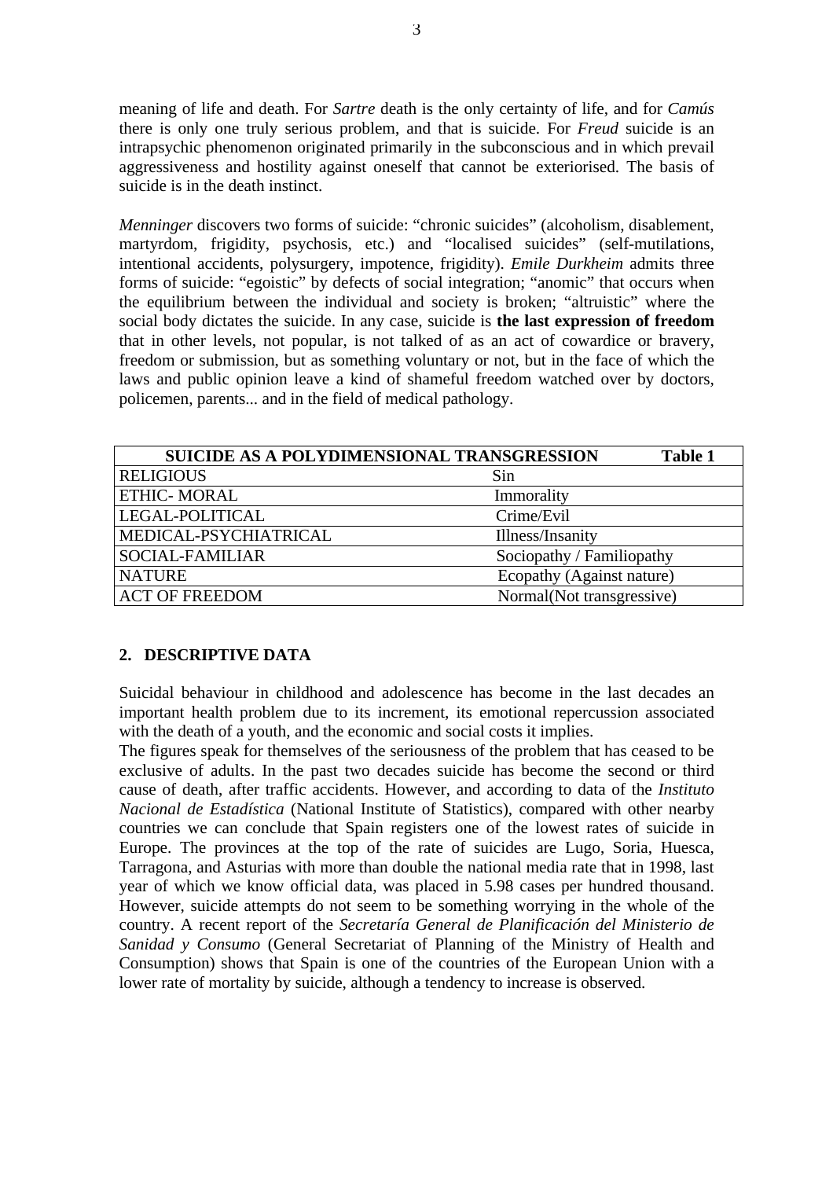meaning of life and death. For *Sartre* death is the only certainty of life, and for *Camús* there is only one truly serious problem, and that is suicide. For *Freud* suicide is an intrapsychic phenomenon originated primarily in the subconscious and in which prevail aggressiveness and hostility against oneself that cannot be exteriorised. The basis of suicide is in the death instinct.

*Menninger* discovers two forms of suicide: "chronic suicides" (alcoholism, disablement, martyrdom, frigidity, psychosis, etc.) and "localised suicides" (self-mutilations, intentional accidents, polysurgery, impotence, frigidity). *Emile Durkheim* admits three forms of suicide: "egoistic" by defects of social integration; "anomic" that occurs when the equilibrium between the individual and society is broken; "altruistic" where the social body dictates the suicide. In any case, suicide is **the last expression of freedom** that in other levels, not popular, is not talked of as an act of cowardice or bravery, freedom or submission, but as something voluntary or not, but in the face of which the laws and public opinion leave a kind of shameful freedom watched over by doctors, policemen, parents... and in the field of medical pathology.

| **SUICIDE AS A POLYDIMENSIONAL TRANSGRESSION** | **Table 1** |
|---|---|
| RELIGIOUS | Sin |
| ETHIC- MORAL | Immorality |
| LEGAL-POLITICAL | Crime/Evil |
| MEDICAL-PSYCHIATRICAL | Illness/Insanity |
| SOCIAL-FAMILIAR | Sociopathy / Familiopathy |
| NATURE | Ecopathy (Against nature) |
| ACT OF FREEDOM | Normal(Not transgressive) |

## 2. DESCRIPTIVE DATA

Suicidal behaviour in childhood and adolescence has become in the last decades an important health problem due to its increment, its emotional repercussion associated with the death of a youth, and the economic and social costs it implies.

The figures speak for themselves of the seriousness of the problem that has ceased to be exclusive of adults. In the past two decades suicide has become the second or third cause of death, after traffic accidents. However, and according to data of the *Instituto Nacional de Estadística* (National Institute of Statistics), compared with other nearby countries we can conclude that Spain registers one of the lowest rates of suicide in Europe. The provinces at the top of the rate of suicides are Lugo, Soria, Huesca, Tarragona, and Asturias with more than double the national media rate that in 1998, last year of which we know official data, was placed in 5.98 cases per hundred thousand. However, suicide attempts do not seem to be something worrying in the whole of the country. A recent report of the *Secretaría General de Planificación del Ministerio de Sanidad y Consumo* (General Secretariat of Planning of the Ministry of Health and Consumption) shows that Spain is one of the countries of the European Union with a lower rate of mortality by suicide, although a tendency to increase is observed.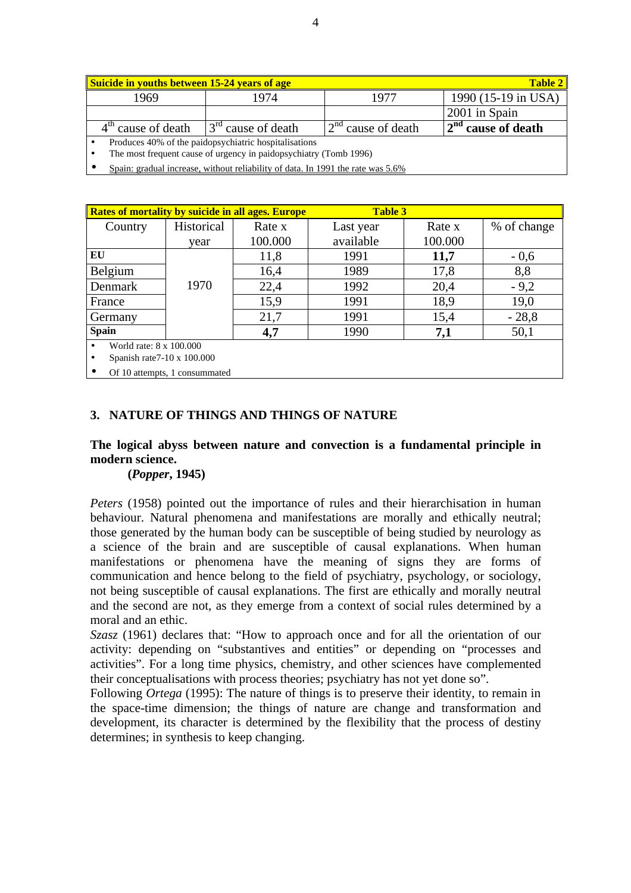| **Suicide in youths between 15-24 years of age** | | | **Table 2** |
|---|---|---|---|
| 1969 | 1974 | 1977 | 1990 (15-19 in USA) |
| | | | 2001 in Spain |
| 4th cause of death | 3rd cause of death | 2nd cause of death | **2nd cause of death** |

- Produces 40% of the paidopsychiatric hospitalisations
- The most frequent cause of urgency in paidopsychiatry (Tomb 1996)
- Spain: gradual increase, without reliability of data. In 1991 the rate was 5.6%

| **Rates of mortality by suicide in all ages. Europe** | | **Table 3** | | | |
|---|---|---|---|---|---|
| Country | Historical year | Rate x 100.000 | Last year available | Rate x 100.000 | % of change |
| **EU** | 1970 | 11,8 | 1991 | **11,7** | - 0,6 |
| Belgium | | 16,4 | 1989 | 17,8 | 8,8 |
| Denmark | | 22,4 | 1992 | 20,4 | - 9,2 |
| France | | 15,9 | 1991 | 18,9 | 19,0 |
| Germany | | 21,7 | 1991 | 15,4 | - 28,8 |
| **Spain** | | **4,7** | 1990 | **7,1** | 50,1 |

- World rate: 8 x 100.000
- Spanish rate7-10 x 100.000
- Of 10 attempts, 1 consummated

## 3. NATURE OF THINGS AND THINGS OF NATURE

**The logical abyss between nature and convection is a fundamental principle in modern science.**
**(*Popper*, 1945)**

*Peters* (1958) pointed out the importance of rules and their hierarchisation in human behaviour. Natural phenomena and manifestations are morally and ethically neutral; those generated by the human body can be susceptible of being studied by neurology as a science of the brain and are susceptible of causal explanations. When human manifestations or phenomena have the meaning of signs they are forms of communication and hence belong to the field of psychiatry, psychology, or sociology, not being susceptible of causal explanations. The first are ethically and morally neutral and the second are not, as they emerge from a context of social rules determined by a moral and an ethic.
*Szasz* (1961) declares that: "How to approach once and for all the orientation of our activity: depending on "substantives and entities" or depending on "processes and activities". For a long time physics, chemistry, and other sciences have complemented their conceptualisations with process theories; psychiatry has not yet done so".
Following *Ortega* (1995): The nature of things is to preserve their identity, to remain in the space-time dimension; the things of nature are change and transformation and development, its character is determined by the flexibility that the process of destiny determines; in synthesis to keep changing.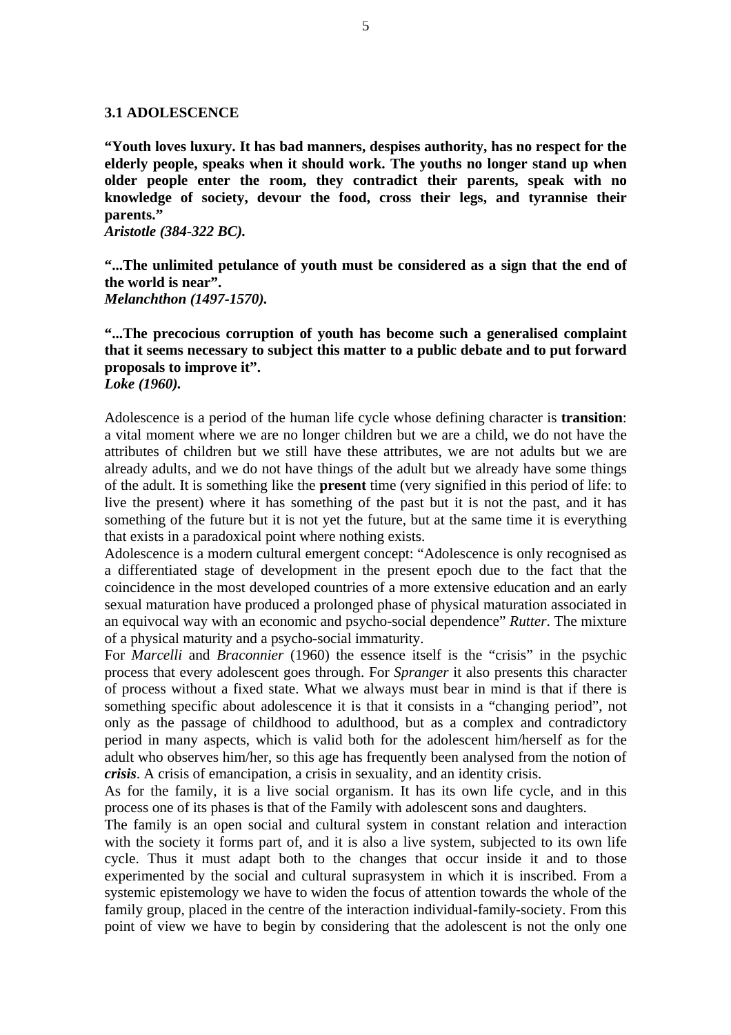### 3.1 ADOLESCENCE

**"Youth loves luxury. It has bad manners, despises authority, has no respect for the elderly people, speaks when it should work. The youths no longer stand up when older people enter the room, they contradict their parents, speak with no knowledge of society, devour the food, cross their legs, and tyrannise their parents."**
***Aristotle (384-322 BC).***

**"...The unlimited petulance of youth must be considered as a sign that the end of the world is near".**
***Melanchthon (1497-1570).***

**"...The precocious corruption of youth has become such a generalised complaint that it seems necessary to subject this matter to a public debate and to put forward proposals to improve it".**
***Loke (1960).***

Adolescence is a period of the human life cycle whose defining character is **transition**: a vital moment where we are no longer children but we are a child, we do not have the attributes of children but we still have these attributes, we are not adults but we are already adults, and we do not have things of the adult but we already have some things of the adult. It is something like the **present** time (very signified in this period of life: to live the present) where it has something of the past but it is not the past, and it has something of the future but it is not yet the future, but at the same time it is everything that exists in a paradoxical point where nothing exists.

Adolescence is a modern cultural emergent concept: "Adolescence is only recognised as a differentiated stage of development in the present epoch due to the fact that the coincidence in the most developed countries of a more extensive education and an early sexual maturation have produced a prolonged phase of physical maturation associated in an equivocal way with an economic and psycho-social dependence" *Rutter*. The mixture of a physical maturity and a psycho-social immaturity.

For *Marcelli* and *Braconnier* (1960) the essence itself is the "crisis" in the psychic process that every adolescent goes through. For *Spranger* it also presents this character of process without a fixed state. What we always must bear in mind is that if there is something specific about adolescence it is that it consists in a "changing period", not only as the passage of childhood to adulthood, but as a complex and contradictory period in many aspects, which is valid both for the adolescent him/herself as for the adult who observes him/her, so this age has frequently been analysed from the notion of ***crisis***. A crisis of emancipation, a crisis in sexuality, and an identity crisis.

As for the family, it is a live social organism. It has its own life cycle, and in this process one of its phases is that of the Family with adolescent sons and daughters.

The family is an open social and cultural system in constant relation and interaction with the society it forms part of, and it is also a live system, subjected to its own life cycle. Thus it must adapt both to the changes that occur inside it and to those experimented by the social and cultural suprasystem in which it is inscribed. From a systemic epistemology we have to widen the focus of attention towards the whole of the family group, placed in the centre of the interaction individual-family-society. From this point of view we have to begin by considering that the adolescent is not the only one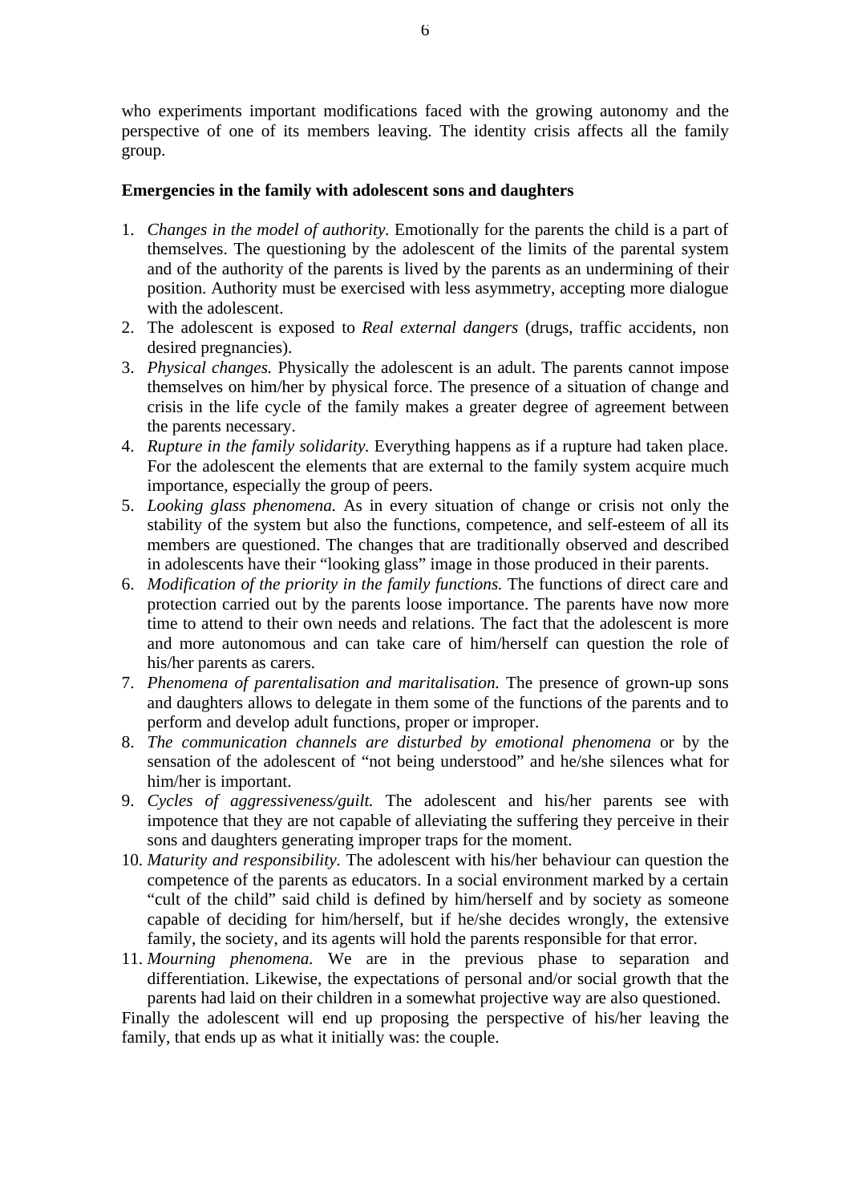who experiments important modifications faced with the growing autonomy and the perspective of one of its members leaving. The identity crisis affects all the family group.

**Emergencies in the family with adolescent sons and daughters**

1. *Changes in the model of authority.* Emotionally for the parents the child is a part of themselves. The questioning by the adolescent of the limits of the parental system and of the authority of the parents is lived by the parents as an undermining of their position. Authority must be exercised with less asymmetry, accepting more dialogue with the adolescent.
2. The adolescent is exposed to *Real external dangers* (drugs, traffic accidents, non desired pregnancies).
3. *Physical changes.* Physically the adolescent is an adult. The parents cannot impose themselves on him/her by physical force. The presence of a situation of change and crisis in the life cycle of the family makes a greater degree of agreement between the parents necessary.
4. *Rupture in the family solidarity.* Everything happens as if a rupture had taken place. For the adolescent the elements that are external to the family system acquire much importance, especially the group of peers.
5. *Looking glass phenomena.* As in every situation of change or crisis not only the stability of the system but also the functions, competence, and self-esteem of all its members are questioned. The changes that are traditionally observed and described in adolescents have their "looking glass" image in those produced in their parents.
6. *Modification of the priority in the family functions.* The functions of direct care and protection carried out by the parents loose importance. The parents have now more time to attend to their own needs and relations. The fact that the adolescent is more and more autonomous and can take care of him/herself can question the role of his/her parents as carers.
7. *Phenomena of parentalisation and maritalisation.* The presence of grown-up sons and daughters allows to delegate in them some of the functions of the parents and to perform and develop adult functions, proper or improper.
8. *The communication channels are disturbed by emotional phenomena* or by the sensation of the adolescent of "not being understood" and he/she silences what for him/her is important.
9. *Cycles of aggressiveness/guilt.* The adolescent and his/her parents see with impotence that they are not capable of alleviating the suffering they perceive in their sons and daughters generating improper traps for the moment.
10. *Maturity and responsibility.* The adolescent with his/her behaviour can question the competence of the parents as educators. In a social environment marked by a certain "cult of the child" said child is defined by him/herself and by society as someone capable of deciding for him/herself, but if he/she decides wrongly, the extensive family, the society, and its agents will hold the parents responsible for that error.
11. *Mourning phenomena.* We are in the previous phase to separation and differentiation. Likewise, the expectations of personal and/or social growth that the parents had laid on their children in a somewhat projective way are also questioned.

Finally the adolescent will end up proposing the perspective of his/her leaving the family, that ends up as what it initially was: the couple.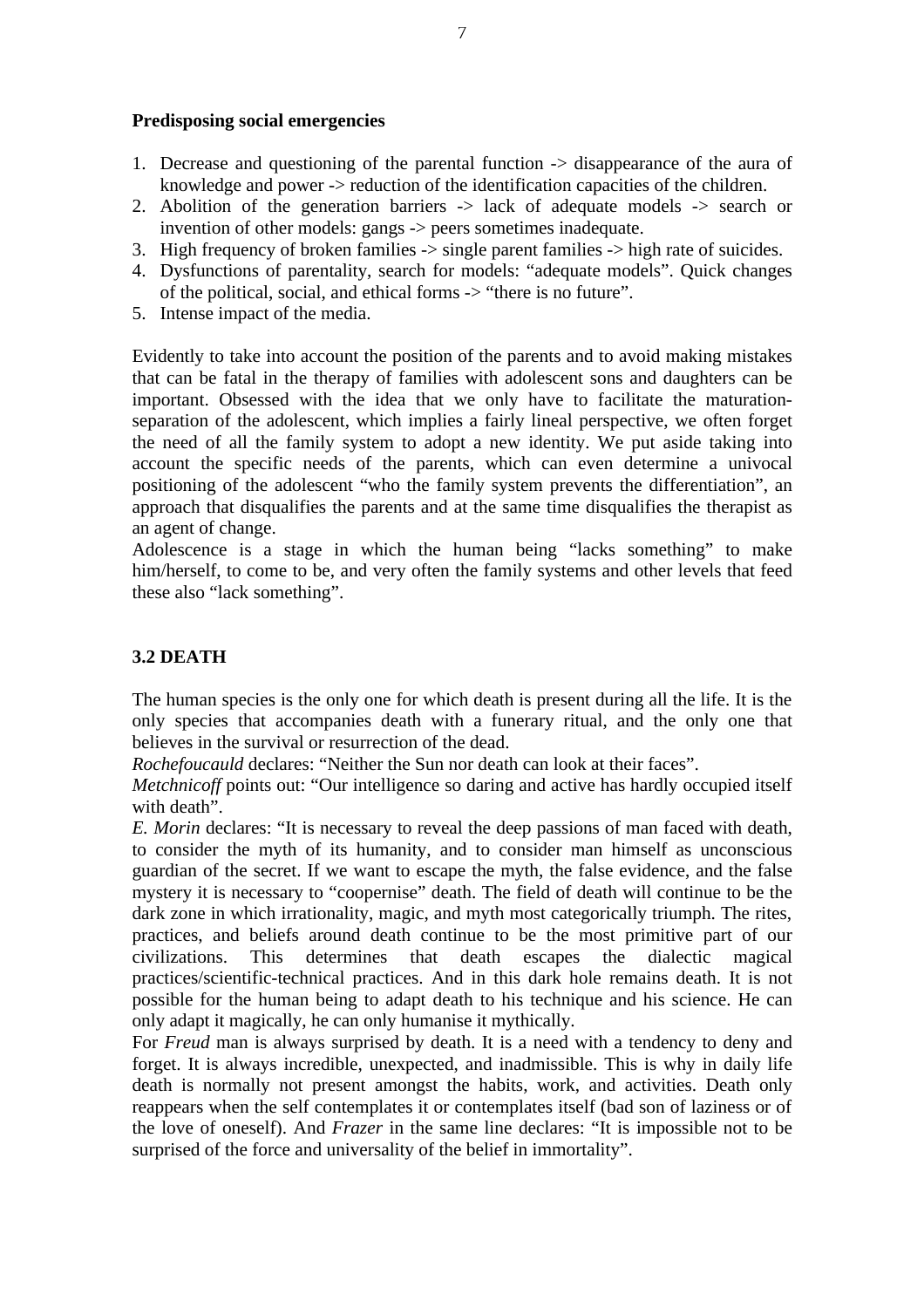**Predisposing social emergencies**

1. Decrease and questioning of the parental function -> disappearance of the aura of knowledge and power -> reduction of the identification capacities of the children.
2. Abolition of the generation barriers -> lack of adequate models -> search or invention of other models: gangs -> peers sometimes inadequate.
3. High frequency of broken families -> single parent families -> high rate of suicides.
4. Dysfunctions of parentality, search for models: “adequate models”. Quick changes of the political, social, and ethical forms -> “there is no future”.
5. Intense impact of the media.

Evidently to take into account the position of the parents and to avoid making mistakes that can be fatal in the therapy of families with adolescent sons and daughters can be important. Obsessed with the idea that we only have to facilitate the maturation-separation of the adolescent, which implies a fairly lineal perspective, we often forget the need of all the family system to adopt a new identity. We put aside taking into account the specific needs of the parents, which can even determine a univocal positioning of the adolescent “who the family system prevents the differentiation”, an approach that disqualifies the parents and at the same time disqualifies the therapist as an agent of change.

Adolescence is a stage in which the human being “lacks something” to make him/herself, to come to be, and very often the family systems and other levels that feed these also “lack something”.

## 3.2 DEATH

The human species is the only one for which death is present during all the life. It is the only species that accompanies death with a funerary ritual, and the only one that believes in the survival or resurrection of the dead.

*Rochefoucauld* declares: “Neither the Sun nor death can look at their faces”.

*Metchnicoff* points out: “Our intelligence so daring and active has hardly occupied itself with death”.

*E. Morin* declares: “It is necessary to reveal the deep passions of man faced with death, to consider the myth of its humanity, and to consider man himself as unconscious guardian of the secret. If we want to escape the myth, the false evidence, and the false mystery it is necessary to “coopernise” death. The field of death will continue to be the dark zone in which irrationality, magic, and myth most categorically triumph. The rites, practices, and beliefs around death continue to be the most primitive part of our civilizations. This determines that death escapes the dialectic magical practices/scientific-technical practices. And in this dark hole remains death. It is not possible for the human being to adapt death to his technique and his science. He can only adapt it magically, he can only humanise it mythically.

For *Freud* man is always surprised by death. It is a need with a tendency to deny and forget. It is always incredible, unexpected, and inadmissible. This is why in daily life death is normally not present amongst the habits, work, and activities. Death only reappears when the self contemplates it or contemplates itself (bad son of laziness or of the love of oneself). And *Frazer* in the same line declares: “It is impossible not to be surprised of the force and universality of the belief in immortality”.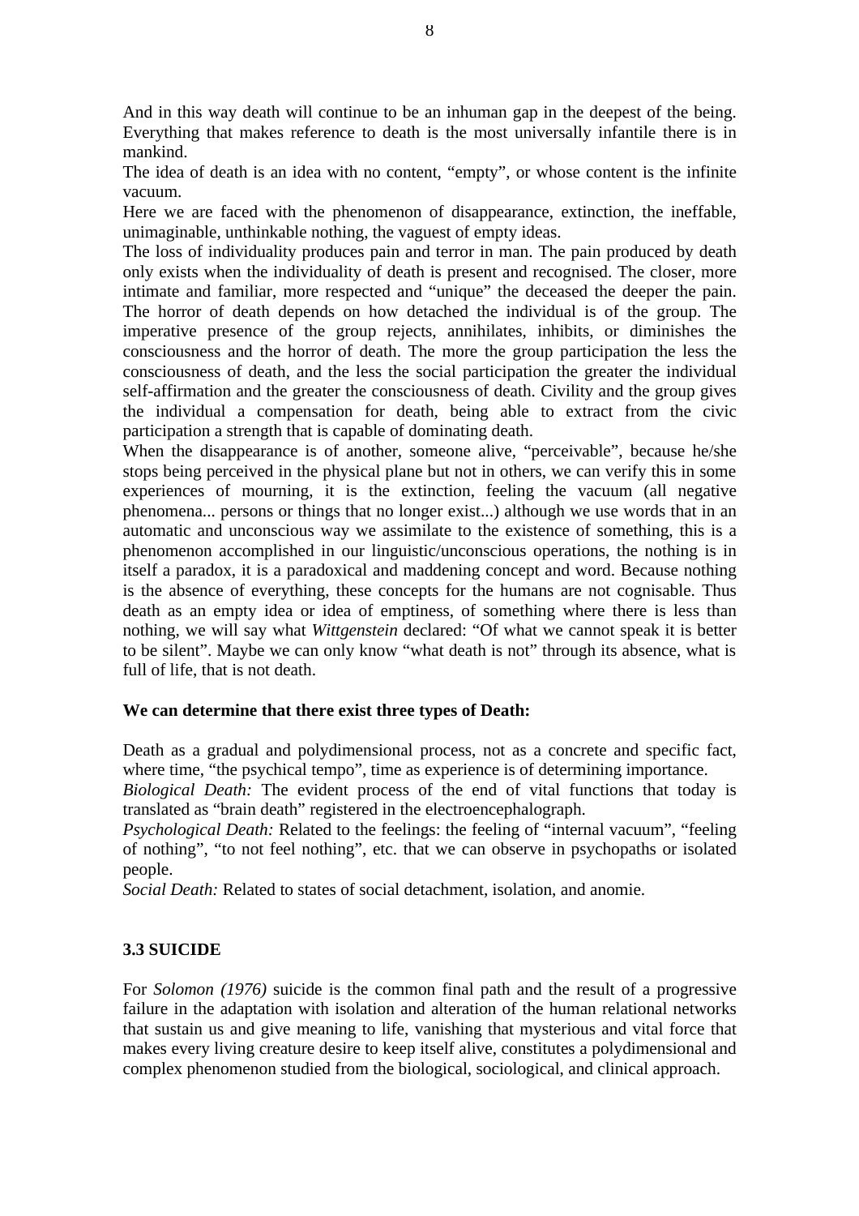And in this way death will continue to be an inhuman gap in the deepest of the being. Everything that makes reference to death is the most universally infantile there is in mankind.

The idea of death is an idea with no content, "empty", or whose content is the infinite vacuum.

Here we are faced with the phenomenon of disappearance, extinction, the ineffable, unimaginable, unthinkable nothing, the vaguest of empty ideas.

The loss of individuality produces pain and terror in man. The pain produced by death only exists when the individuality of death is present and recognised. The closer, more intimate and familiar, more respected and "unique" the deceased the deeper the pain. The horror of death depends on how detached the individual is of the group. The imperative presence of the group rejects, annihilates, inhibits, or diminishes the consciousness and the horror of death. The more the group participation the less the consciousness of death, and the less the social participation the greater the individual self-affirmation and the greater the consciousness of death. Civility and the group gives the individual a compensation for death, being able to extract from the civic participation a strength that is capable of dominating death.

When the disappearance is of another, someone alive, "perceivable", because he/she stops being perceived in the physical plane but not in others, we can verify this in some experiences of mourning, it is the extinction, feeling the vacuum (all negative phenomena... persons or things that no longer exist...) although we use words that in an automatic and unconscious way we assimilate to the existence of something, this is a phenomenon accomplished in our linguistic/unconscious operations, the nothing is in itself a paradox, it is a paradoxical and maddening concept and word. Because nothing is the absence of everything, these concepts for the humans are not cognisable. Thus death as an empty idea or idea of emptiness, of something where there is less than nothing, we will say what *Wittgenstein* declared: "Of what we cannot speak it is better to be silent". Maybe we can only know "what death is not" through its absence, what is full of life, that is not death.

**We can determine that there exist three types of Death:**

Death as a gradual and polydimensional process, not as a concrete and specific fact, where time, "the psychical tempo", time as experience is of determining importance.

*Biological Death:* The evident process of the end of vital functions that today is translated as "brain death" registered in the electroencephalograph.

*Psychological Death:* Related to the feelings: the feeling of "internal vacuum", "feeling of nothing", "to not feel nothing", etc. that we can observe in psychopaths or isolated people.

*Social Death:* Related to states of social detachment, isolation, and anomie.

### 3.3 SUICIDE

For *Solomon (1976)* suicide is the common final path and the result of a progressive failure in the adaptation with isolation and alteration of the human relational networks that sustain us and give meaning to life, vanishing that mysterious and vital force that makes every living creature desire to keep itself alive, constitutes a polydimensional and complex phenomenon studied from the biological, sociological, and clinical approach.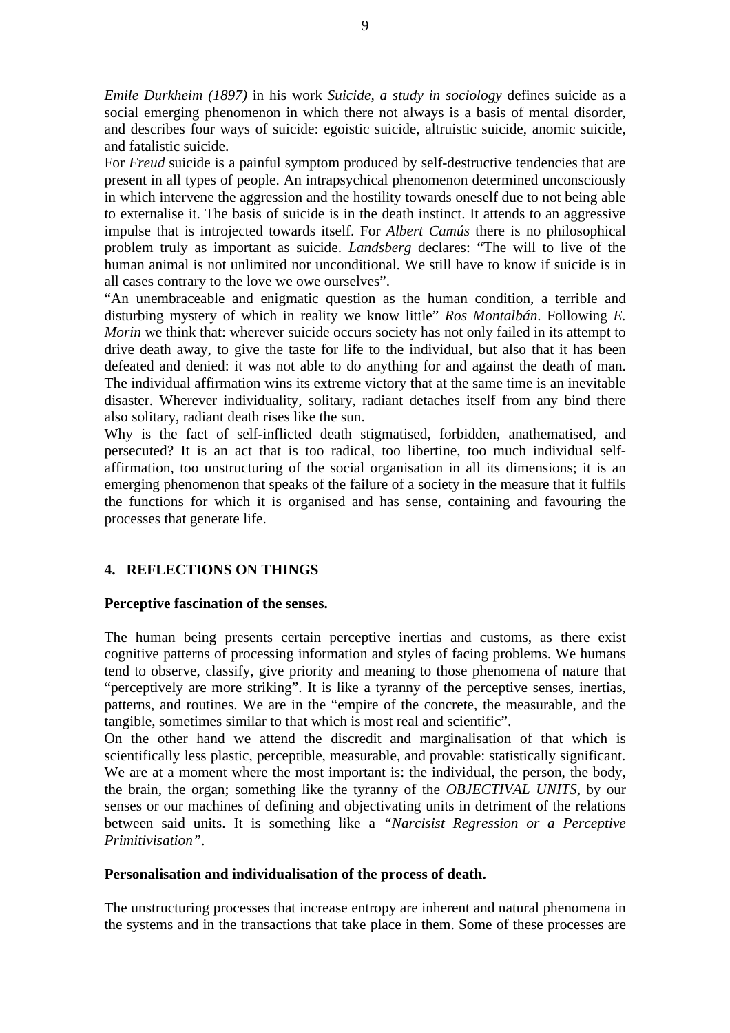*Emile Durkheim (1897)* in his work *Suicide, a study in sociology* defines suicide as a social emerging phenomenon in which there not always is a basis of mental disorder, and describes four ways of suicide: egoistic suicide, altruistic suicide, anomic suicide, and fatalistic suicide.
For *Freud* suicide is a painful symptom produced by self-destructive tendencies that are present in all types of people. An intrapsychical phenomenon determined unconsciously in which intervene the aggression and the hostility towards oneself due to not being able to externalise it. The basis of suicide is in the death instinct. It attends to an aggressive impulse that is introjected towards itself. For *Albert Camús* there is no philosophical problem truly as important as suicide. *Landsberg* declares: "The will to live of the human animal is not unlimited nor unconditional. We still have to know if suicide is in all cases contrary to the love we owe ourselves".
"An unembraceable and enigmatic question as the human condition, a terrible and disturbing mystery of which in reality we know little" *Ros Montalbán*. Following *E. Morin* we think that: wherever suicide occurs society has not only failed in its attempt to drive death away, to give the taste for life to the individual, but also that it has been defeated and denied: it was not able to do anything for and against the death of man. The individual affirmation wins its extreme victory that at the same time is an inevitable disaster. Wherever individuality, solitary, radiant detaches itself from any bind there also solitary, radiant death rises like the sun.
Why is the fact of self-inflicted death stigmatised, forbidden, anathematised, and persecuted? It is an act that is too radical, too libertine, too much individual self-affirmation, too unstructuring of the social organisation in all its dimensions; it is an emerging phenomenon that speaks of the failure of a society in the measure that it fulfils the functions for which it is organised and has sense, containing and favouring the processes that generate life.

## 4. REFLECTIONS ON THINGS

**Perceptive fascination of the senses.**

The human being presents certain perceptive inertias and customs, as there exist cognitive patterns of processing information and styles of facing problems. We humans tend to observe, classify, give priority and meaning to those phenomena of nature that "perceptively are more striking". It is like a tyranny of the perceptive senses, inertias, patterns, and routines. We are in the "empire of the concrete, the measurable, and the tangible, sometimes similar to that which is most real and scientific".
On the other hand we attend the discredit and marginalisation of that which is scientifically less plastic, perceptible, measurable, and provable: statistically significant. We are at a moment where the most important is: the individual, the person, the body, the brain, the organ; something like the tyranny of the *OBJECTIVAL UNITS*, by our senses or our machines of defining and objectivating units in detriment of the relations between said units. It is something like a *"Narcisist Regression or a Perceptive Primitivisation"*.

**Personalisation and individualisation of the process of death.**

The unstructuring processes that increase entropy are inherent and natural phenomena in the systems and in the transactions that take place in them. Some of these processes are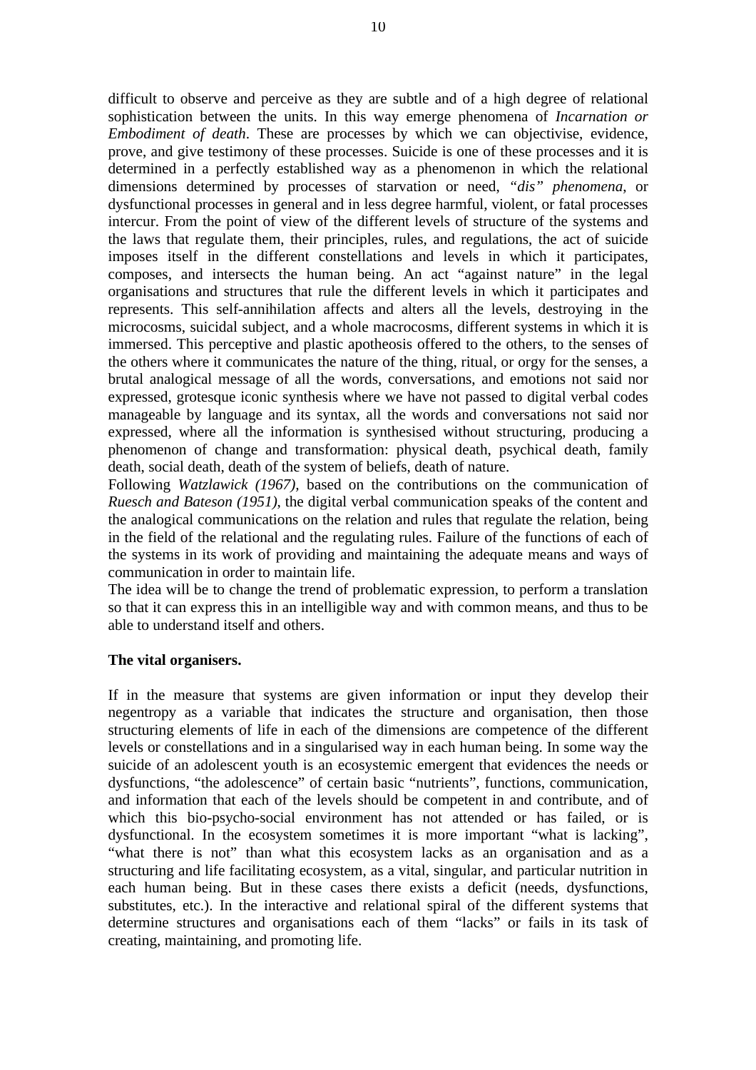difficult to observe and perceive as they are subtle and of a high degree of relational sophistication between the units. In this way emerge phenomena of *Incarnation or Embodiment of death*. These are processes by which we can objectivise, evidence, prove, and give testimony of these processes. Suicide is one of these processes and it is determined in a perfectly established way as a phenomenon in which the relational dimensions determined by processes of starvation or need, *"dis" phenomena*, or dysfunctional processes in general and in less degree harmful, violent, or fatal processes intercur. From the point of view of the different levels of structure of the systems and the laws that regulate them, their principles, rules, and regulations, the act of suicide imposes itself in the different constellations and levels in which it participates, composes, and intersects the human being. An act "against nature" in the legal organisations and structures that rule the different levels in which it participates and represents. This self-annihilation affects and alters all the levels, destroying in the microcosms, suicidal subject, and a whole macrocosms, different systems in which it is immersed. This perceptive and plastic apotheosis offered to the others, to the senses of the others where it communicates the nature of the thing, ritual, or orgy for the senses, a brutal analogical message of all the words, conversations, and emotions not said nor expressed, grotesque iconic synthesis where we have not passed to digital verbal codes manageable by language and its syntax, all the words and conversations not said nor expressed, where all the information is synthesised without structuring, producing a phenomenon of change and transformation: physical death, psychical death, family death, social death, death of the system of beliefs, death of nature.

Following *Watzlawick (1967)*, based on the contributions on the communication of *Ruesch and Bateson (1951)*, the digital verbal communication speaks of the content and the analogical communications on the relation and rules that regulate the relation, being in the field of the relational and the regulating rules. Failure of the functions of each of the systems in its work of providing and maintaining the adequate means and ways of communication in order to maintain life.

The idea will be to change the trend of problematic expression, to perform a translation so that it can express this in an intelligible way and with common means, and thus to be able to understand itself and others.

**The vital organisers.**

If in the measure that systems are given information or input they develop their negentropy as a variable that indicates the structure and organisation, then those structuring elements of life in each of the dimensions are competence of the different levels or constellations and in a singularised way in each human being. In some way the suicide of an adolescent youth is an ecosystemic emergent that evidences the needs or dysfunctions, "the adolescence" of certain basic "nutrients", functions, communication, and information that each of the levels should be competent in and contribute, and of which this bio-psycho-social environment has not attended or has failed, or is dysfunctional. In the ecosystem sometimes it is more important "what is lacking", "what there is not" than what this ecosystem lacks as an organisation and as a structuring and life facilitating ecosystem, as a vital, singular, and particular nutrition in each human being. But in these cases there exists a deficit (needs, dysfunctions, substitutes, etc.). In the interactive and relational spiral of the different systems that determine structures and organisations each of them "lacks" or fails in its task of creating, maintaining, and promoting life.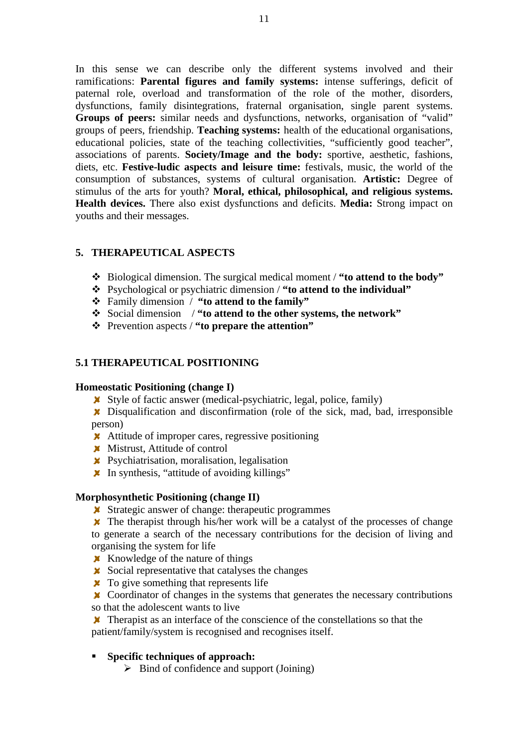In this sense we can describe only the different systems involved and their ramifications: **Parental figures and family systems:** intense sufferings, deficit of paternal role, overload and transformation of the role of the mother, disorders, dysfunctions, family disintegrations, fraternal organisation, single parent systems. **Groups of peers:** similar needs and dysfunctions, networks, organisation of "valid" groups of peers, friendship. **Teaching systems:** health of the educational organisations, educational policies, state of the teaching collectivities, "sufficiently good teacher", associations of parents. **Society/Image and the body:** sportive, aesthetic, fashions, diets, etc. **Festive-ludic aspects and leisure time:** festivals, music, the world of the consumption of substances, systems of cultural organisation. **Artistic:** Degree of stimulus of the arts for youth? **Moral, ethical, philosophical, and religious systems. Health devices.** There also exist dysfunctions and deficits. **Media:** Strong impact on youths and their messages.

## 5. THERAPEUTICAL ASPECTS

- Biological dimension. The surgical medical moment / **"to attend to the body"**
- Psychological or psychiatric dimension / **"to attend to the individual"**
- Family dimension / **"to attend to the family"**
- Social dimension / **"to attend to the other systems, the network"**
- Prevention aspects / **"to prepare the attention"**

### 5.1 THERAPEUTICAL POSITIONING

**Homeostatic Positioning (change I)**

- Style of factic answer (medical-psychiatric, legal, police, family)
- Disqualification and disconfirmation (role of the sick, mad, bad, irresponsible person)
- Attitude of improper cares, regressive positioning
- Mistrust, Attitude of control
- Psychiatrisation, moralisation, legalisation
- In synthesis, "attitude of avoiding killings"

**Morphosynthetic Positioning (change II)**

- Strategic answer of change: therapeutic programmes
- The therapist through his/her work will be a catalyst of the processes of change to generate a search of the necessary contributions for the decision of living and organising the system for life
- Knowledge of the nature of things
- Social representative that catalyses the changes
- To give something that represents life
- Coordinator of changes in the systems that generates the necessary contributions so that the adolescent wants to live
- Therapist as an interface of the conscience of the constellations so that the patient/family/system is recognised and recognises itself.

- **Specific techniques of approach:**
  - Bind of confidence and support (Joining)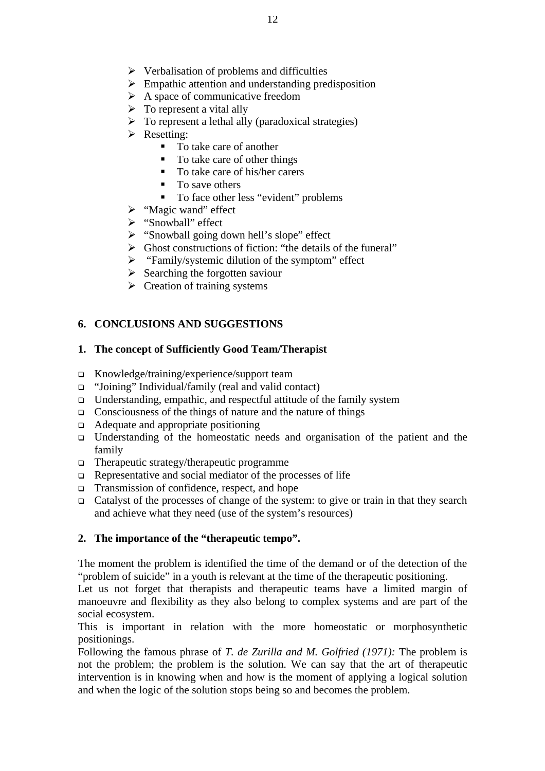- Verbalisation of problems and difficulties
- Empathic attention and understanding predisposition
- A space of communicative freedom
- To represent a vital ally
- To represent a lethal ally (paradoxical strategies)
- Resetting:
    - To take care of another
    - To take care of other things
    - To take care of his/her carers
    - To save others
    - To face other less "evident" problems
- "Magic wand" effect
- "Snowball" effect
- "Snowball going down hell's slope" effect
- Ghost constructions of fiction: "the details of the funeral"
- "Family/systemic dilution of the symptom" effect
- Searching the forgotten saviour
- Creation of training systems

## 6. CONCLUSIONS AND SUGGESTIONS

### 1. The concept of Sufficiently Good Team/Therapist

- Knowledge/training/experience/support team
- "Joining" Individual/family (real and valid contact)
- Understanding, empathic, and respectful attitude of the family system
- Consciousness of the things of nature and the nature of things
- Adequate and appropriate positioning
- Understanding of the homeostatic needs and organisation of the patient and the family
- Therapeutic strategy/therapeutic programme
- Representative and social mediator of the processes of life
- Transmission of confidence, respect, and hope
- Catalyst of the processes of change of the system: to give or train in that they search and achieve what they need (use of the system's resources)

### 2. The importance of the "therapeutic tempo".

The moment the problem is identified the time of the demand or of the detection of the "problem of suicide" in a youth is relevant at the time of the therapeutic positioning.
Let us not forget that therapists and therapeutic teams have a limited margin of manoeuvre and flexibility as they also belong to complex systems and are part of the social ecosystem.
This is important in relation with the more homeostatic or morphosynthetic positionings.
Following the famous phrase of *T. de Zurilla and M. Golfried (1971):* The problem is not the problem; the problem is the solution. We can say that the art of therapeutic intervention is in knowing when and how is the moment of applying a logical solution and when the logic of the solution stops being so and becomes the problem.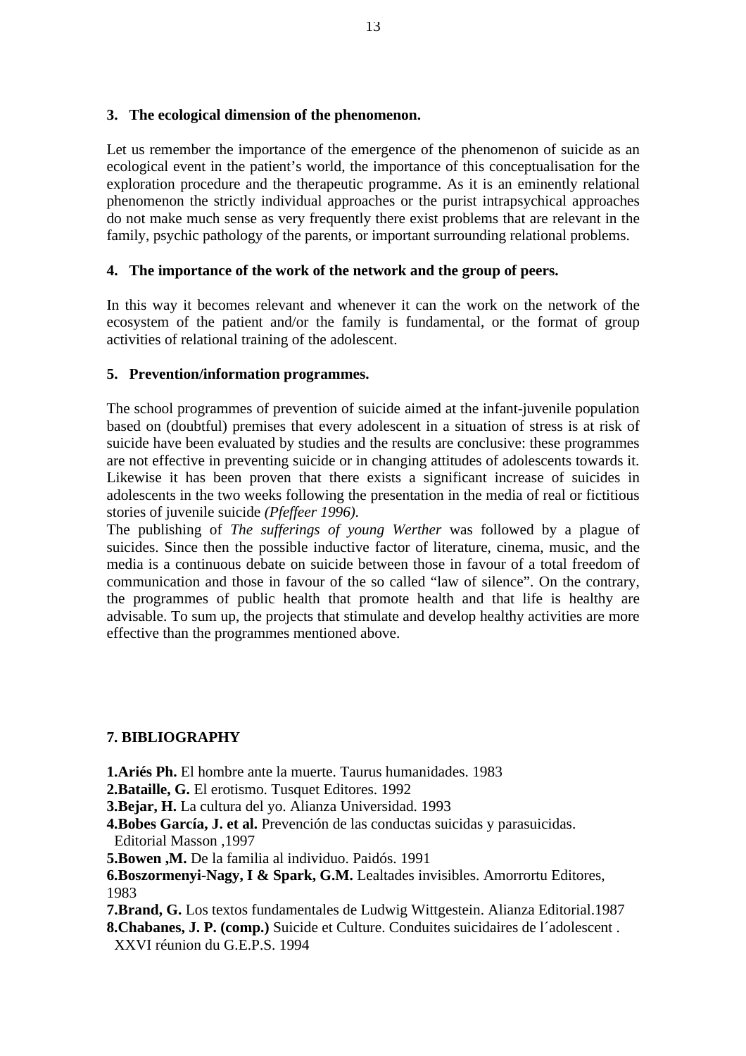### 3. The ecological dimension of the phenomenon.

Let us remember the importance of the emergence of the phenomenon of suicide as an ecological event in the patient's world, the importance of this conceptualisation for the exploration procedure and the therapeutic programme. As it is an eminently relational phenomenon the strictly individual approaches or the purist intrapsychical approaches do not make much sense as very frequently there exist problems that are relevant in the family, psychic pathology of the parents, or important surrounding relational problems.

### 4. The importance of the work of the network and the group of peers.

In this way it becomes relevant and whenever it can the work on the network of the ecosystem of the patient and/or the family is fundamental, or the format of group activities of relational training of the adolescent.

### 5. Prevention/information programmes.

The school programmes of prevention of suicide aimed at the infant-juvenile population based on (doubtful) premises that every adolescent in a situation of stress is at risk of suicide have been evaluated by studies and the results are conclusive: these programmes are not effective in preventing suicide or in changing attitudes of adolescents towards it. Likewise it has been proven that there exists a significant increase of suicides in adolescents in the two weeks following the presentation in the media of real or fictitious stories of juvenile suicide *(Pfeffeer 1996).*

The publishing of *The sufferings of young Werther* was followed by a plague of suicides. Since then the possible inductive factor of literature, cinema, music, and the media is a continuous debate on suicide between those in favour of a total freedom of communication and those in favour of the so called "law of silence". On the contrary, the programmes of public health that promote health and that life is healthy are advisable. To sum up, the projects that stimulate and develop healthy activities are more effective than the programmes mentioned above.

## 7. BIBLIOGRAPHY

**1.Ariés Ph.** El hombre ante la muerte. Taurus humanidades. 1983

**2.Bataille, G.** El erotismo. Tusquet Editores. 1992

**3.Bejar, H.** La cultura del yo. Alianza Universidad. 1993

**4.Bobes García, J. et al.** Prevención de las conductas suicidas y parasuicidas. Editorial Masson ,1997

**5.Bowen ,M.** De la familia al individuo. Paidós. 1991

**6.Boszormenyi-Nagy, I & Spark, G.M.** Lealtades invisibles. Amorrortu Editores, 1983

**7.Brand, G.** Los textos fundamentales de Ludwig Wittgestein. Alianza Editorial.1987

**8.Chabanes, J. P. (comp.)** Suicide et Culture. Conduites suicidaires de l´adolescent . XXVI réunion du G.E.P.S. 1994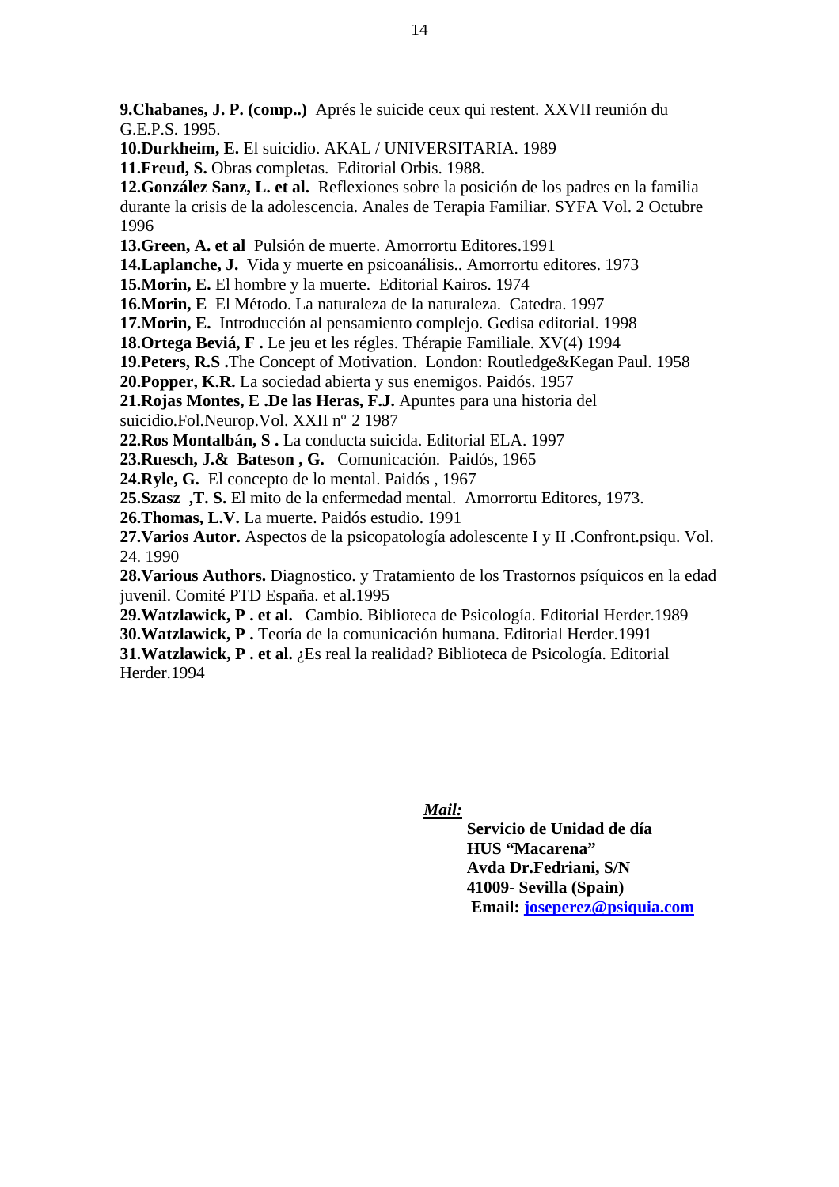**9.Chabanes, J. P. (comp..)** Aprés le suicide ceux qui restent. XXVII reunión du G.E.P.S. 1995.
**10.Durkheim, E.** El suicidio. AKAL / UNIVERSITARIA. 1989
**11.Freud, S.** Obras completas. Editorial Orbis. 1988.
**12.González Sanz, L. et al.** Reflexiones sobre la posición de los padres en la familia durante la crisis de la adolescencia. Anales de Terapia Familiar. SYFA Vol. 2 Octubre 1996
**13.Green, A. et al** Pulsión de muerte. Amorrortu Editores.1991
**14.Laplanche, J.** Vida y muerte en psicoanálisis.. Amorrortu editores. 1973
**15.Morin, E.** El hombre y la muerte. Editorial Kairos. 1974
**16.Morin, E** El Método. La naturaleza de la naturaleza. Catedra. 1997
**17.Morin, E.** Introducción al pensamiento complejo. Gedisa editorial. 1998
**18.Ortega Beviá, F .** Le jeu et les régles. Thérapie Familiale. XV(4) 1994
**19.Peters, R.S .**The Concept of Motivation. London: Routledge&Kegan Paul. 1958
**20.Popper, K.R.** La sociedad abierta y sus enemigos. Paidós. 1957
**21.Rojas Montes, E .De las Heras, F.J.** Apuntes para una historia del suicidio.Fol.Neurop.Vol. XXII nº 2 1987
**22.Ros Montalbán, S .** La conducta suicida. Editorial ELA. 1997
**23.Ruesch, J.& Bateson , G.** Comunicación. Paidós, 1965
**24.Ryle, G.** El concepto de lo mental. Paidós , 1967
**25.Szasz ,T. S.** El mito de la enfermedad mental. Amorrortu Editores, 1973.
**26.Thomas, L.V.** La muerte. Paidós estudio. 1991
**27.Varios Autor.** Aspectos de la psicopatología adolescente I y II .Confront.psiqu. Vol. 24. 1990
**28.Various Authors.** Diagnostico. y Tratamiento de los Trastornos psíquicos en la edad juvenil. Comité PTD España. et al.1995
**29.Watzlawick, P . et al.** Cambio. Biblioteca de Psicología. Editorial Herder.1989
**30.Watzlawick, P .** Teoría de la comunicación humana. Editorial Herder.1991
**31.Watzlawick, P . et al.** ¿Es real la realidad? Biblioteca de Psicología. Editorial Herder.1994

***Mail:***

**Servicio de Unidad de día**
**HUS "Macarena"**
**Avda Dr.Fedriani, S/N**
**41009- Sevilla (Spain)**
**Email: joseperez@psiquia.com**